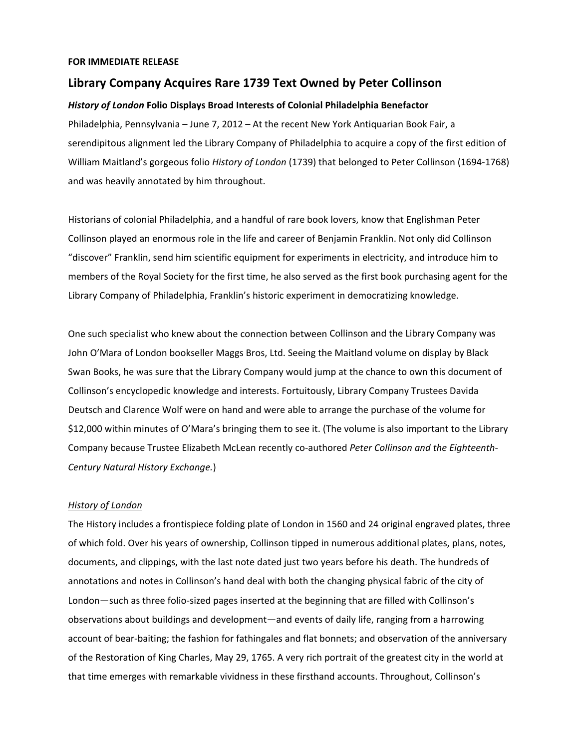**FOR IMMEDIATE RELEASE**

## Library Company Acquires Rare 1739 Text Owned by Peter Collinson

***History of London* Folio Displays Broad Interests of Colonial Philadelphia Benefactor**

Philadelphia, Pennsylvania – June 7, 2012 – At the recent New York Antiquarian Book Fair, a serendipitous alignment led the Library Company of Philadelphia to acquire a copy of the first edition of William Maitland's gorgeous folio *History of London* (1739) that belonged to Peter Collinson (1694-1768) and was heavily annotated by him throughout.

Historians of colonial Philadelphia, and a handful of rare book lovers, know that Englishman Peter Collinson played an enormous role in the life and career of Benjamin Franklin. Not only did Collinson "discover" Franklin, send him scientific equipment for experiments in electricity, and introduce him to members of the Royal Society for the first time, he also served as the first book purchasing agent for the Library Company of Philadelphia, Franklin's historic experiment in democratizing knowledge.

One such specialist who knew about the connection between Collinson and the Library Company was John O'Mara of London bookseller Maggs Bros, Ltd. Seeing the Maitland volume on display by Black Swan Books, he was sure that the Library Company would jump at the chance to own this document of Collinson's encyclopedic knowledge and interests. Fortuitously, Library Company Trustees Davida Deutsch and Clarence Wolf were on hand and were able to arrange the purchase of the volume for $12,000 within minutes of O'Mara's bringing them to see it. (The volume is also important to the Library Company because Trustee Elizabeth McLean recently co-authored *Peter Collinson and the Eighteenth-Century Natural History Exchange.*)

### *History of London*

The History includes a frontispiece folding plate of London in 1560 and 24 original engraved plates, three of which fold. Over his years of ownership, Collinson tipped in numerous additional plates, plans, notes, documents, and clippings, with the last note dated just two years before his death. The hundreds of annotations and notes in Collinson's hand deal with both the changing physical fabric of the city of London—such as three folio-sized pages inserted at the beginning that are filled with Collinson's observations about buildings and development—and events of daily life, ranging from a harrowing account of bear-baiting; the fashion for fathingales and flat bonnets; and observation of the anniversary of the Restoration of King Charles, May 29, 1765. A very rich portrait of the greatest city in the world at that time emerges with remarkable vividness in these firsthand accounts. Throughout, Collinson's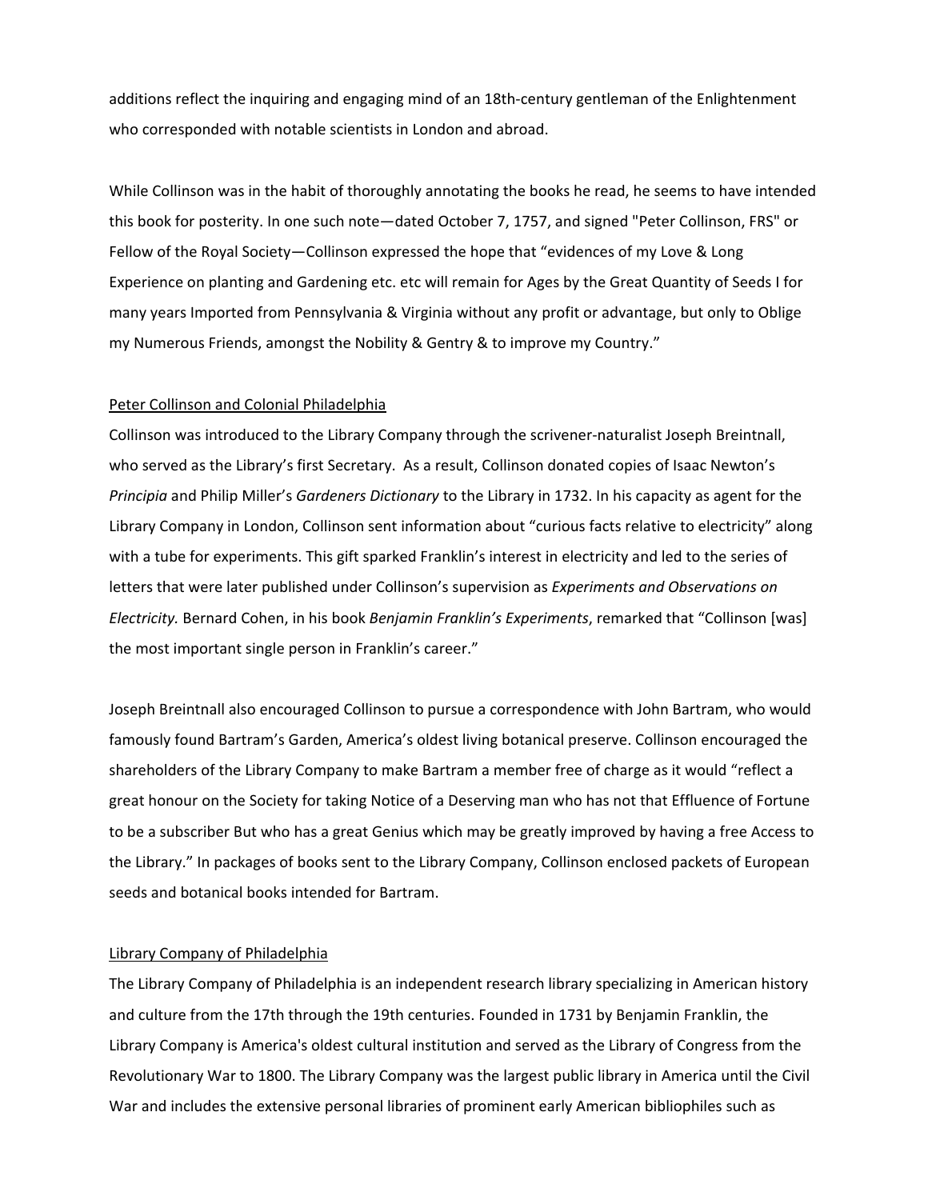additions reflect the inquiring and engaging mind of an 18th-century gentleman of the Enlightenment who corresponded with notable scientists in London and abroad.

While Collinson was in the habit of thoroughly annotating the books he read, he seems to have intended this book for posterity. In one such note—dated October 7, 1757, and signed "Peter Collinson, FRS" or Fellow of the Royal Society—Collinson expressed the hope that "evidences of my Love & Long Experience on planting and Gardening etc. etc will remain for Ages by the Great Quantity of Seeds I for many years Imported from Pennsylvania & Virginia without any profit or advantage, but only to Oblige my Numerous Friends, amongst the Nobility & Gentry & to improve my Country."

## Peter Collinson and Colonial Philadelphia

Collinson was introduced to the Library Company through the scrivener-naturalist Joseph Breintnall, who served as the Library's first Secretary. As a result, Collinson donated copies of Isaac Newton's *Principia* and Philip Miller's *Gardeners Dictionary* to the Library in 1732. In his capacity as agent for the Library Company in London, Collinson sent information about "curious facts relative to electricity" along with a tube for experiments. This gift sparked Franklin's interest in electricity and led to the series of letters that were later published under Collinson's supervision as *Experiments and Observations on Electricity.* Bernard Cohen, in his book *Benjamin Franklin's Experiments*, remarked that "Collinson [was] the most important single person in Franklin's career."

Joseph Breintnall also encouraged Collinson to pursue a correspondence with John Bartram, who would famously found Bartram's Garden, America's oldest living botanical preserve. Collinson encouraged the shareholders of the Library Company to make Bartram a member free of charge as it would "reflect a great honour on the Society for taking Notice of a Deserving man who has not that Effluence of Fortune to be a subscriber But who has a great Genius which may be greatly improved by having a free Access to the Library." In packages of books sent to the Library Company, Collinson enclosed packets of European seeds and botanical books intended for Bartram.

## Library Company of Philadelphia

The Library Company of Philadelphia is an independent research library specializing in American history and culture from the 17th through the 19th centuries. Founded in 1731 by Benjamin Franklin, the Library Company is America's oldest cultural institution and served as the Library of Congress from the Revolutionary War to 1800. The Library Company was the largest public library in America until the Civil War and includes the extensive personal libraries of prominent early American bibliophiles such as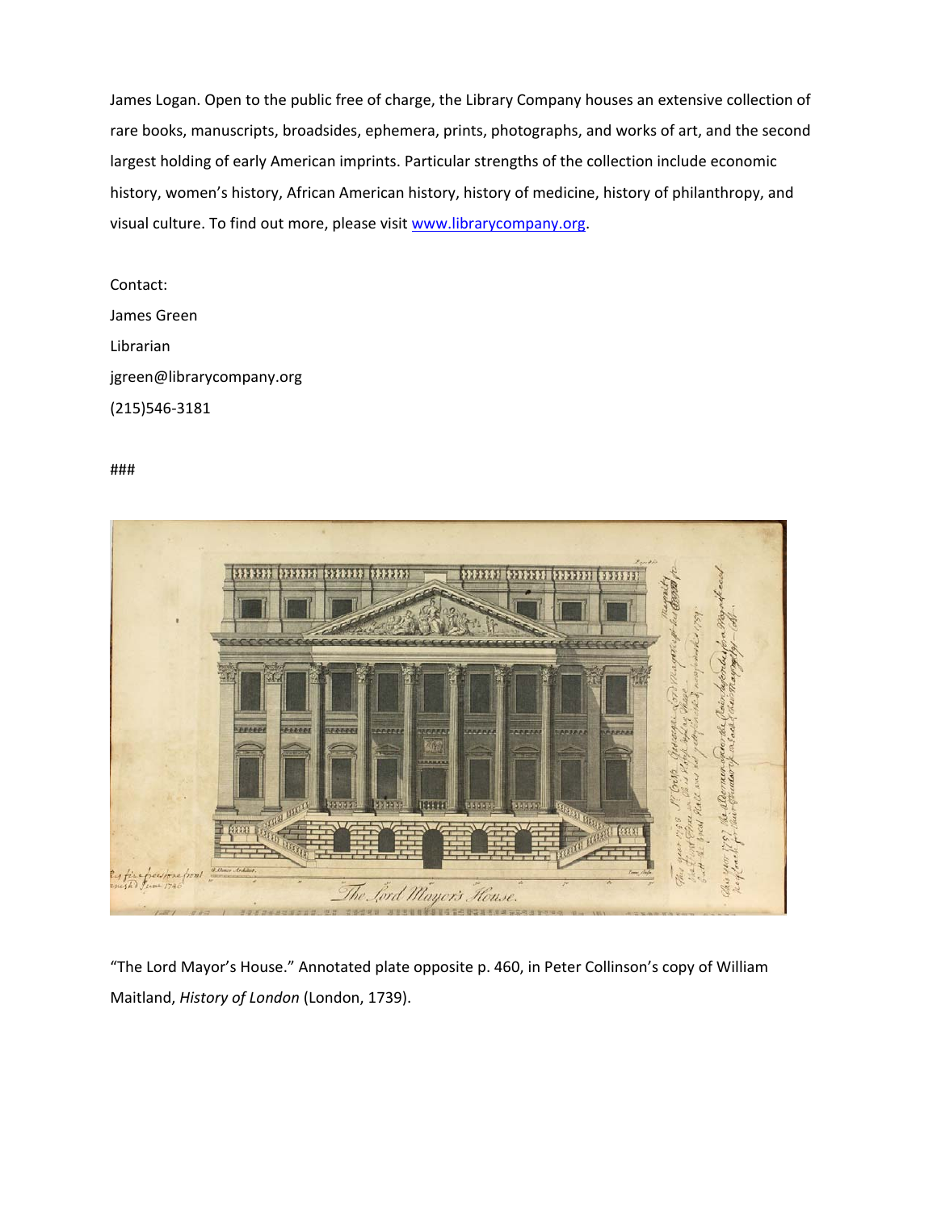James Logan. Open to the public free of charge, the Library Company houses an extensive collection of rare books, manuscripts, broadsides, ephemera, prints, photographs, and works of art, and the second largest holding of early American imprints. Particular strengths of the collection include economic history, women's history, African American history, history of medicine, history of philanthropy, and visual culture. To find out more, please visit [www.librarycompany.org](http://www.librarycompany.org).

Contact:
James Green
Librarian
jgreen@librarycompany.org
(215)546-3181

###

"The Lord Mayor's House." Annotated plate opposite p. 460, in Peter Collinson's copy of William Maitland, *History of London* (London, 1739).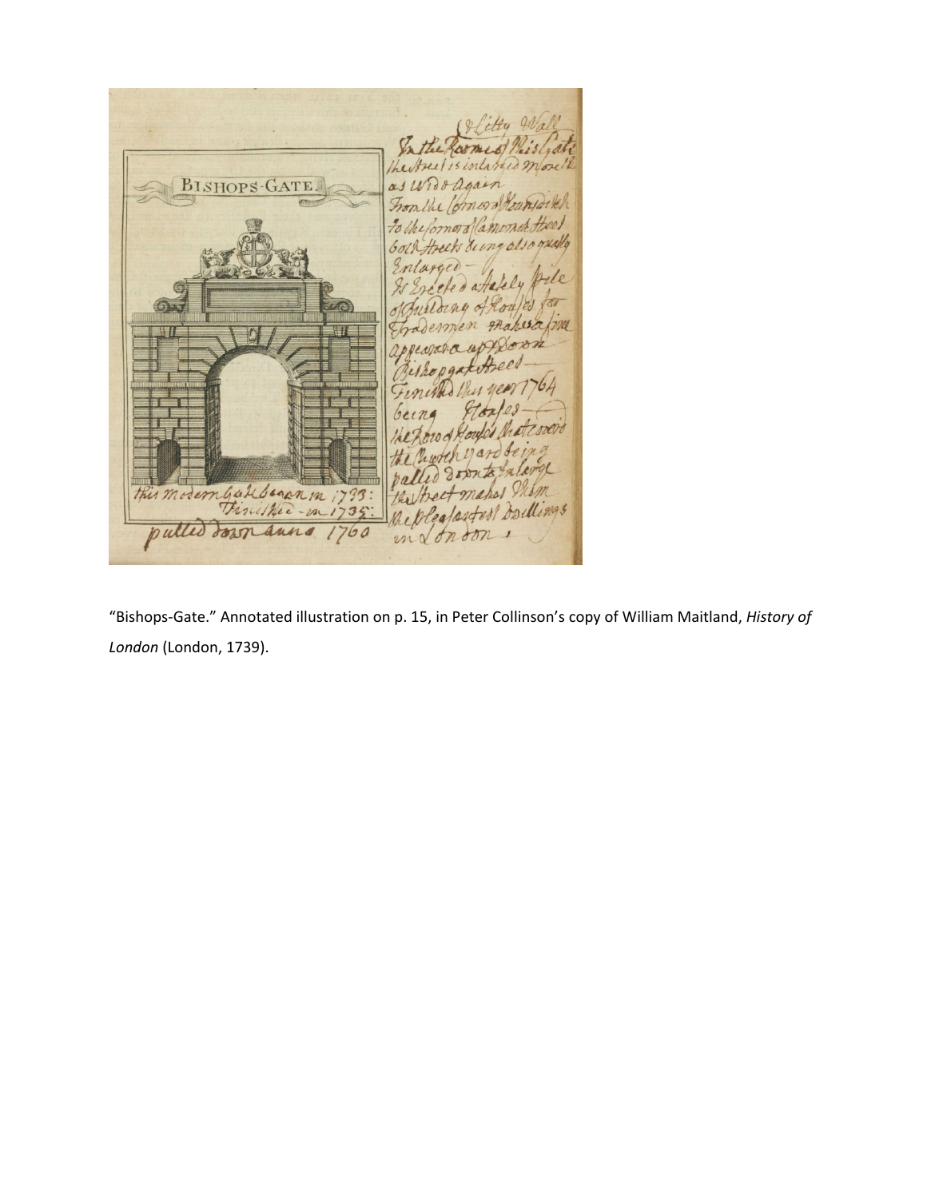"Bishops-Gate." Annotated illustration on p. 15, in Peter Collinson's copy of William Maitland, *History of London* (London, 1739).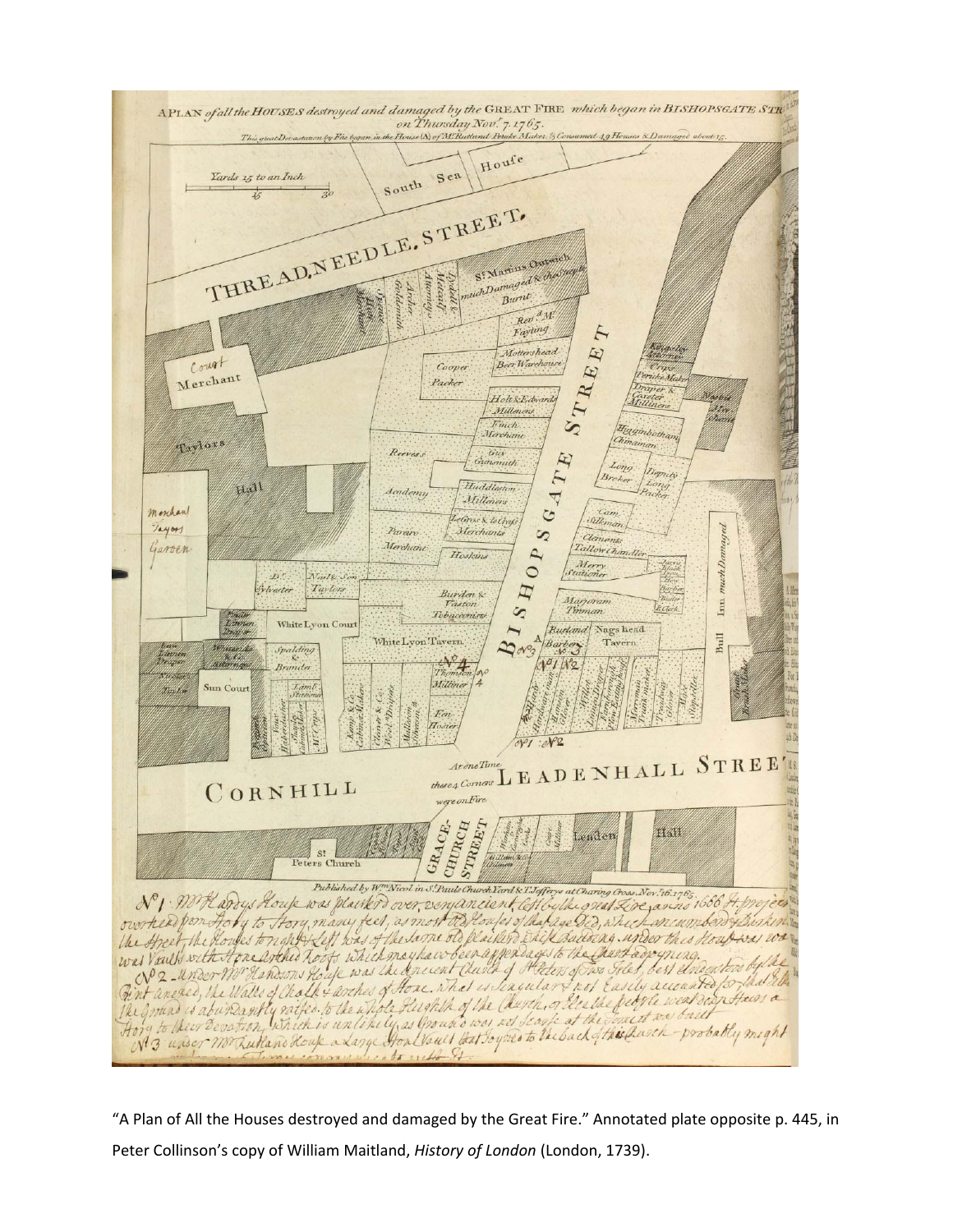"A Plan of All the Houses destroyed and damaged by the Great Fire." Annotated plate opposite p. 445, in Peter Collinson's copy of William Maitland, *History of London* (London, 1739).